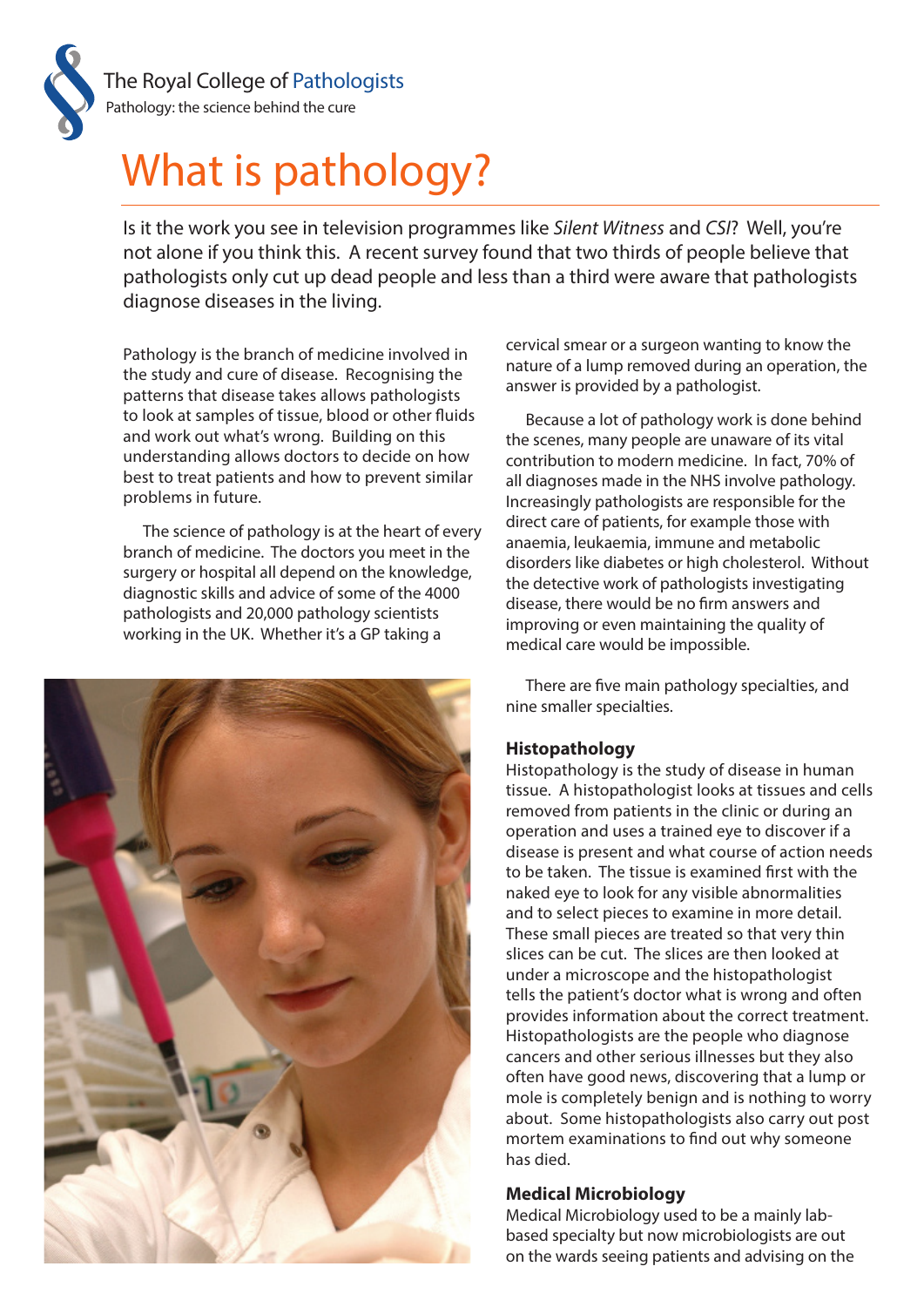The Royal College of Pathologists

Pathology: the science behind the cure

# What is pathology?

Is it the work you see in television programmes like *Silent Witness* and *CSI*? Well, you're not alone if you think this. A recent survey found that two thirds of people believe that pathologists only cut up dead people and less than a third were aware that pathologists diagnose diseases in the living.

Pathology is the branch of medicine involved in the study and cure of disease. Recognising the patterns that disease takes allows pathologists to look at samples of tissue, blood or other fluids and work out what's wrong. Building on this understanding allows doctors to decide on how best to treat patients and how to prevent similar problems in future.

The science of pathology is at the heart of every branch of medicine. The doctors you meet in the surgery or hospital all depend on the knowledge, diagnostic skills and advice of some of the 4000 pathologists and 20,000 pathology scientists working in the UK. Whether it's a GP taking a cervical smear or a surgeon wanting to know the nature of a lump removed during an operation, the answer is provided by a pathologist.

Because a lot of pathology work is done behind the scenes, many people are unaware of its vital contribution to modern medicine. In fact, 70% of all diagnoses made in the NHS involve pathology. Increasingly pathologists are responsible for the direct care of patients, for example those with anaemia, leukaemia, immune and metabolic disorders like diabetes or high cholesterol. Without the detective work of pathologists investigating disease, there would be no firm answers and improving or even maintaining the quality of medical care would be impossible.

There are five main pathology specialties, and nine smaller specialties.

### Histopathology

Histopathology is the study of disease in human tissue. A histopathologist looks at tissues and cells removed from patients in the clinic or during an operation and uses a trained eye to discover if a disease is present and what course of action needs to be taken. The tissue is examined first with the naked eye to look for any visible abnormalities and to select pieces to examine in more detail. These small pieces are treated so that very thin slices can be cut. The slices are then looked at under a microscope and the histopathologist tells the patient's doctor what is wrong and often provides information about the correct treatment. Histopathologists are the people who diagnose cancers and other serious illnesses but they also often have good news, discovering that a lump or mole is completely benign and is nothing to worry about. Some histopathologists also carry out post mortem examinations to find out why someone has died.

### Medical Microbiology

Medical Microbiology used to be a mainly lab-based specialty but now microbiologists are out on the wards seeing patients and advising on the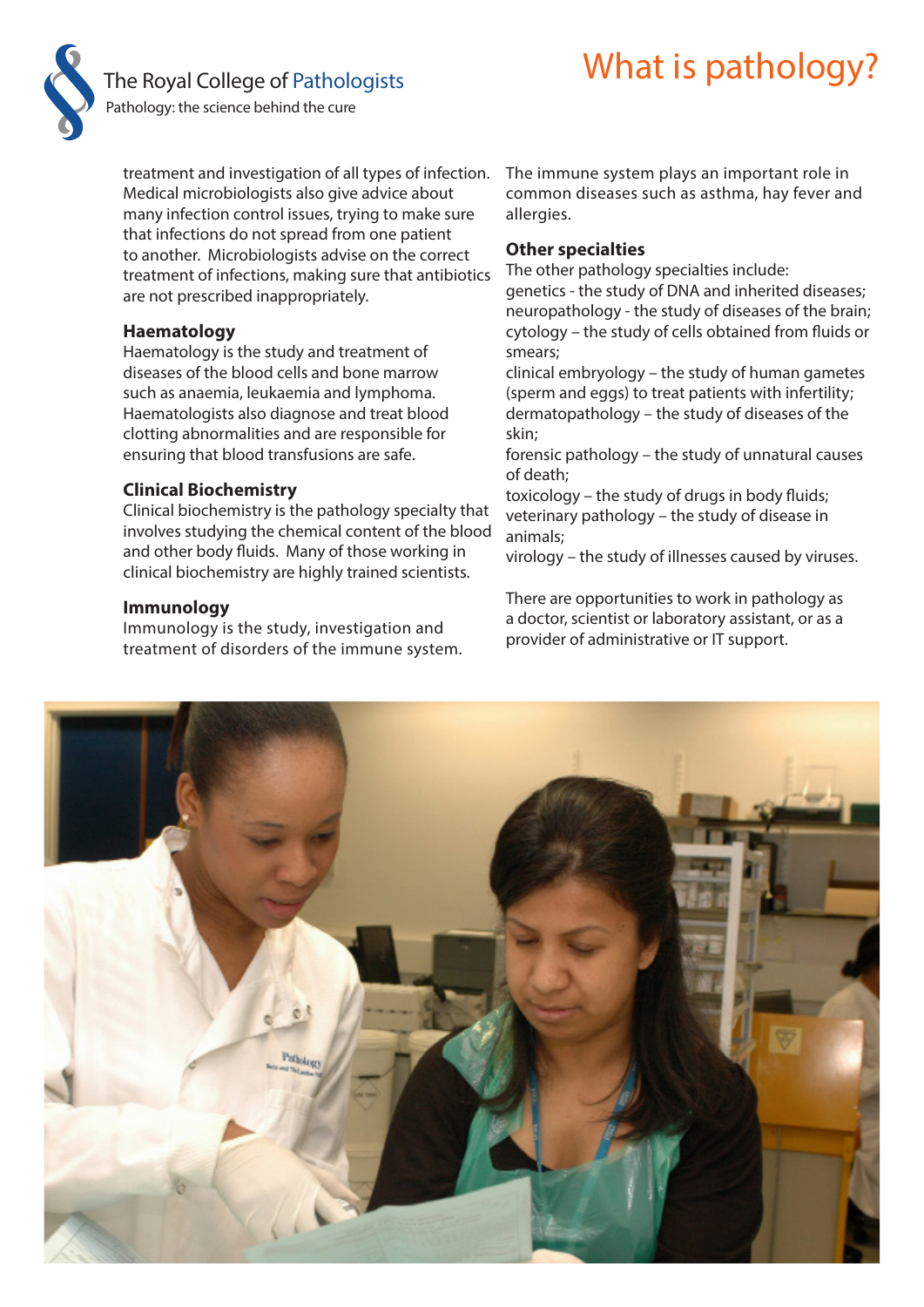treatment and investigation of all types of infection. Medical microbiologists also give advice about many infection control issues, trying to make sure that infections do not spread from one patient to another. Microbiologists advise on the correct treatment of infections, making sure that antibiotics are not prescribed inappropriately.

### Haematology

Haematology is the study and treatment of diseases of the blood cells and bone marrow such as anaemia, leukaemia and lymphoma. Haematologists also diagnose and treat blood clotting abnormalities and are responsible for ensuring that blood transfusions are safe.

### Clinical Biochemistry

Clinical biochemistry is the pathology specialty that involves studying the chemical content of the blood and other body fluids. Many of those working in clinical biochemistry are highly trained scientists.

### Immunology

Immunology is the study, investigation and treatment of disorders of the immune system. The immune system plays an important role in common diseases such as asthma, hay fever and allergies.

### Other specialties

The other pathology specialties include:
genetics - the study of DNA and inherited diseases;
neuropathology - the study of diseases of the brain;
cytology – the study of cells obtained from fluids or smears;
clinical embryology – the study of human gametes (sperm and eggs) to treat patients with infertility;
dermatopathology – the study of diseases of the skin;
forensic pathology – the study of unnatural causes of death;
toxicology – the study of drugs in body fluids;
veterinary pathology – the study of disease in animals;
virology – the study of illnesses caused by viruses.

There are opportunities to work in pathology as a doctor, scientist or laboratory assistant, or as a provider of administrative or IT support.